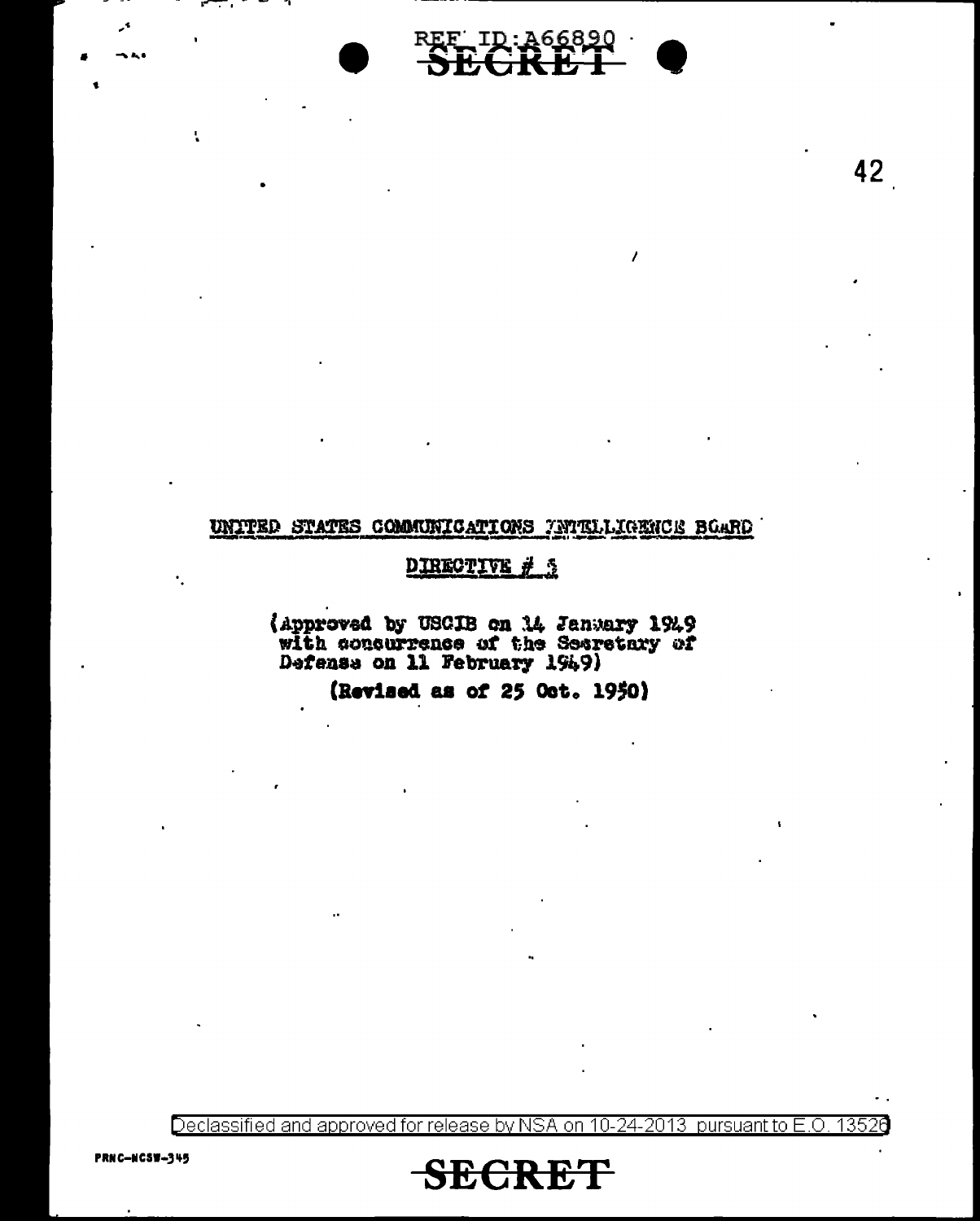UNITED STATES COMMUNICATIONS INTELLIGENCE BOARD

DIRECTIVE # 5

(Approved by USCIB on 14 January 1949 with concurrence of the Secretary of Defense on 11 February 1949)

(Revised as of 25 Oct. 1950)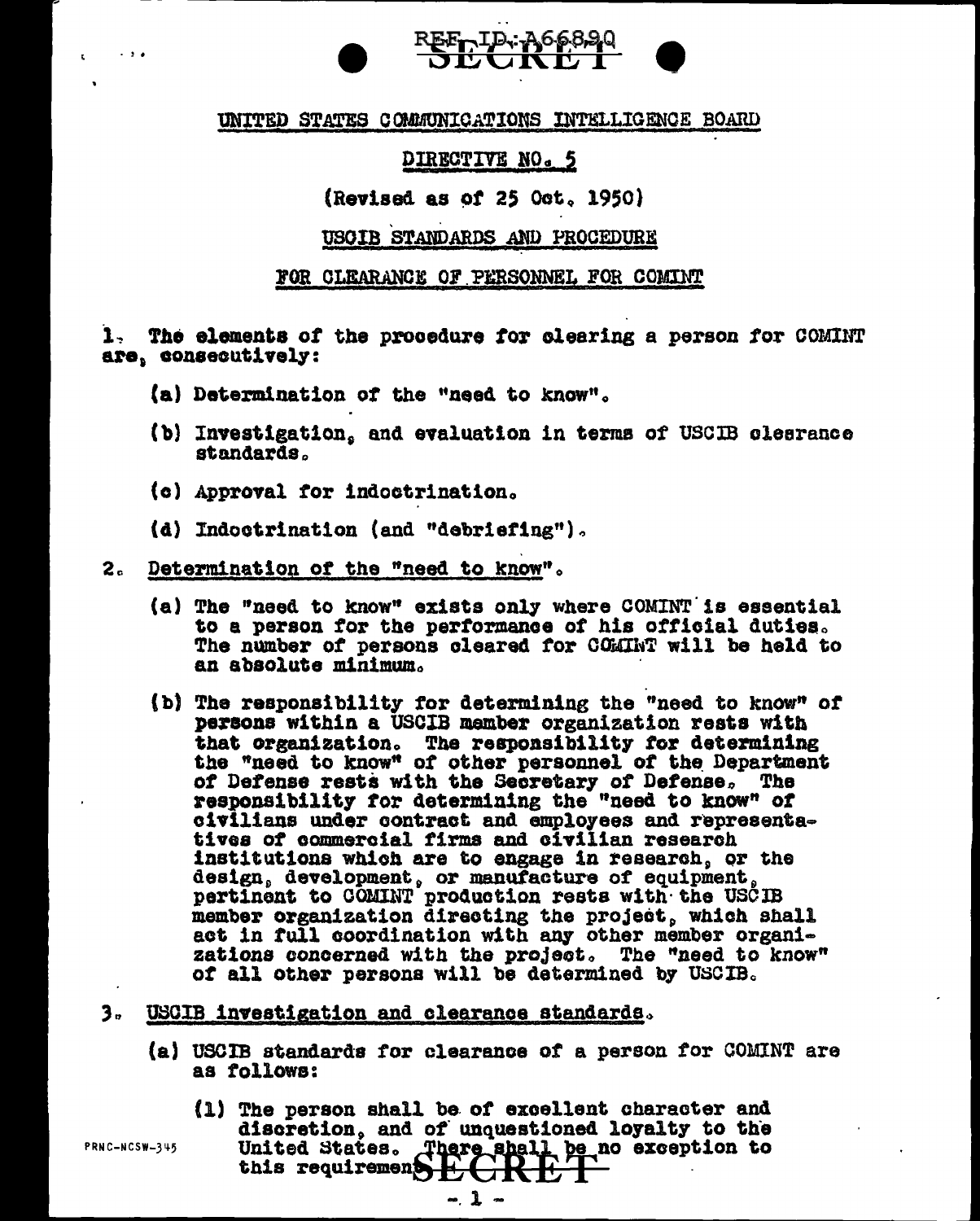# UNITED STATES COMMUNICATIONS INTELLIGENCE BOARD

## DIRECTIVE NO. 5

(Revised as of 25 Oct. 1950)

## USCIB STANDARDS AND PROCEDURE

## FOR CLEARANCE OF PERSONNEL FOR COMINT

1. The elements of the procedure for clearing a person for COMINT are, consecutively:

   (a) Determination of the "need to know".

   (b) Investigation, and evaluation in terms of USCIB clearance standards.

   (c) Approval for indoctrination.

   (d) Indoctrination (and "debriefing").

2. Determination of the "need to know".

   (a) The "need to know" exists only where COMINT is essential to a person for the performance of his official duties. The number of persons cleared for COMINT will be held to an absolute minimum.

   (b) The responsibility for determining the "need to know" of persons within a USCIB member organization rests with that organization. The responsibility for determining the "need to know" of other personnel of the Department of Defense rests with the Secretary of Defense. The responsibility for determining the "need to know" of civilians under contract and employees and representatives of commercial firms and civilian research institutions which are to engage in research, or the design, development, or manufacture of equipment, pertinent to COMINT production rests with the USCIB member organization directing the project, which shall act in full coordination with any other member organizations concerned with the project. The "need to know" of all other persons will be determined by USCIB.

3. USCIB investigation and clearance standards.

   (a) USCIB standards for clearance of a person for COMINT are as follows:

      (1) The person shall be of excellent character and discretion, and of unquestioned loyalty to the United States. There shall be no exception to this requirement.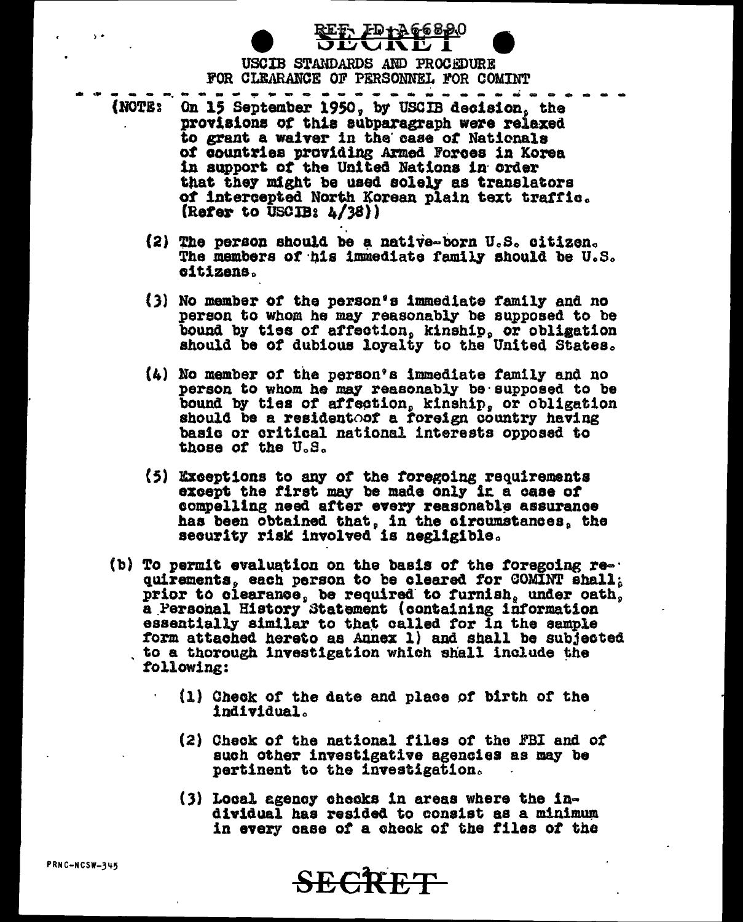REF ID:A66890

SECRET

USCIB STANDARDS AND PROCEDURE
FOR CLEARANCE OF PERSONNEL FOR COMINT

(NOTE: On 15 September 1950, by USCIB decision, the provisions of this subparagraph were relaxed to grant a waiver in the case of Nationals of countries providing Armed Forces in Korea in support of the United Nations in order that they might be used solely as translators of intercepted North Korean plain text traffic. (Refer to USCIB: 4/38))

(2) The person should be a native-born U.S. citizen. The members of his immediate family should be U.S. citizens.

(3) No member of the person's immediate family and no person to whom he may reasonably be supposed to be bound by ties of affection, kinship, or obligation should be of dubious loyalty to the United States.

(4) No member of the person's immediate family and no person to whom he may reasonably be supposed to be bound by ties of affection, kinship, or obligation should be a residentoof a foreign country having basic or critical national interests opposed to those of the U.S.

(5) Exceptions to any of the foregoing requirements except the first may be made only in a case of compelling need after every reasonable assurance has been obtained that, in the circumstances, the security risk involved is negligible.

(b) To permit evaluation on the basis of the foregoing requirements, each person to be cleared for COMINT shall, prior to clearance, be required to furnish, under oath, a Personal History Statement (containing information essentially similar to that called for in the sample form attached hereto as Annex 1) and shall be subjected to a thorough investigation which shall include the following:

(1) Check of the date and place of birth of the individual.

(2) Check of the national files of the FBI and of such other investigative agencies as may be pertinent to the investigation.

(3) Local agency checks in areas where the individual has resided to consist as a minimum in every case of a check of the files of the

PRNC-NCSW-345

SECRET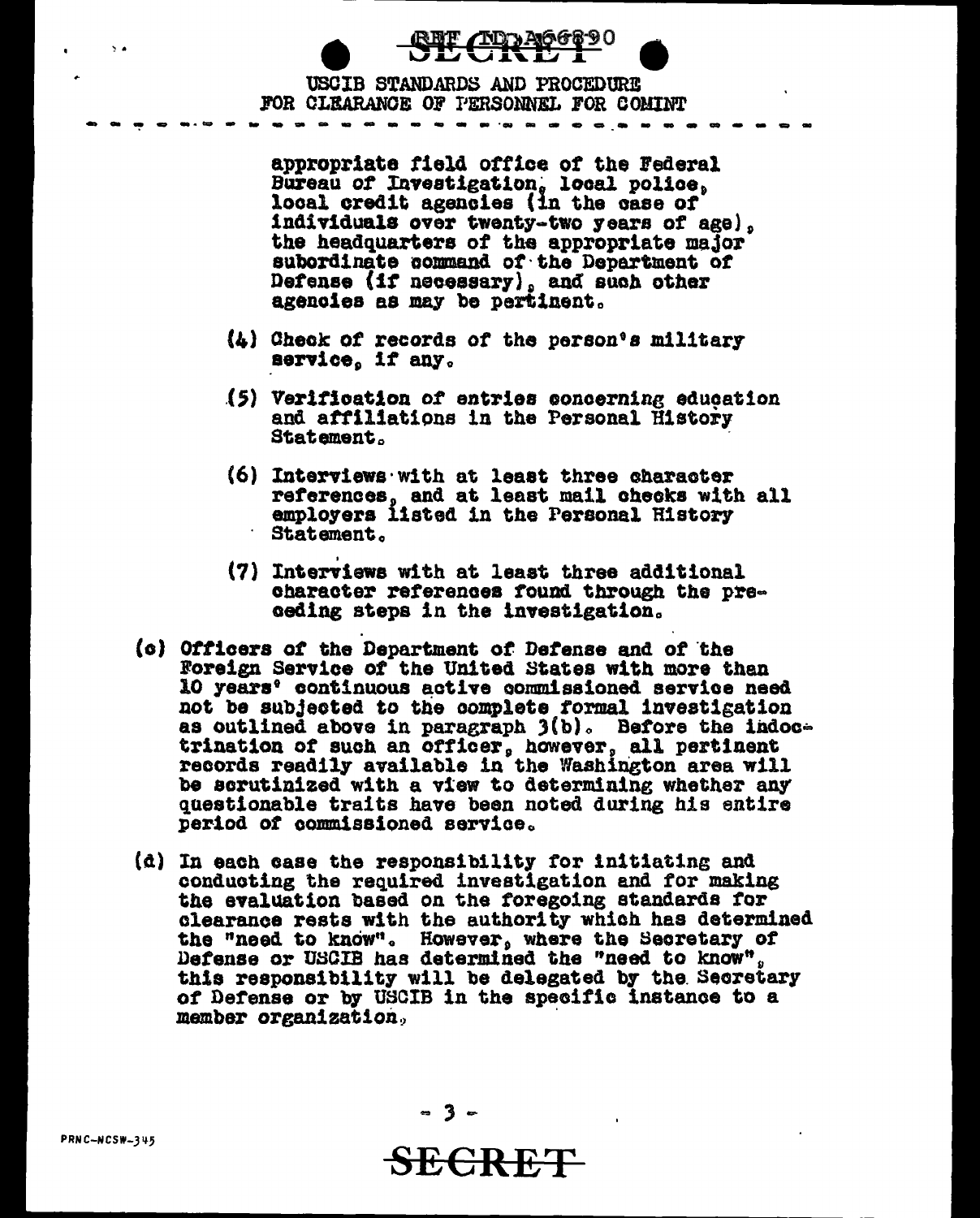appropriate field office of the Federal Bureau of Investigation, local police, local credit agencies (in the case of individuals over twenty-two years of age), the headquarters of the appropriate major subordinate command of the Department of Defense (if necessary), and such other agencies as may be pertinent.

(4) Check of records of the person's military service, if any.

(5) Verification of entries concerning education and affiliations in the Personal History Statement.

(6) Interviews with at least three character references, and at least mail checks with all employers listed in the Personal History Statement.

(7) Interviews with at least three additional character references found through the preceding steps in the investigation.

(c) Officers of the Department of Defense and of the Foreign Service of the United States with more than 10 years' continuous active commissioned service need not be subjected to the complete formal investigation as outlined above in paragraph 3(b). Before the indoctrination of such an officer, however, all pertinent records readily available in the Washington area will be scrutinized with a view to determining whether any questionable traits have been noted during his entire period of commissioned service.

(d) In each case the responsibility for initiating and conducting the required investigation and for making the evaluation based on the foregoing standards for clearance rests with the authority which has determined the "need to know". However, where the Secretary of Defense or USCIB has determined the "need to know", this responsibility will be delegated by the Secretary of Defense or by USCIB in the specific instance to a member organization.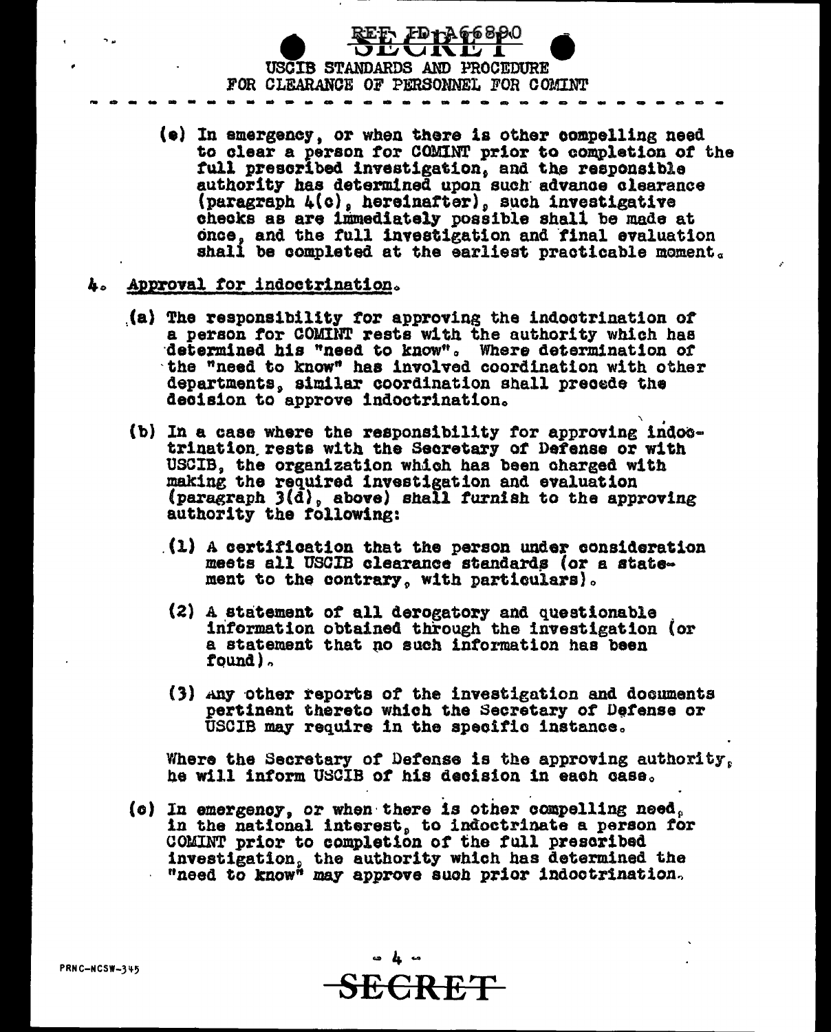(e) In emergency, or when there is other compelling need to clear a person for COMINT prior to completion of the full prescribed investigation, and the responsible authority has determined upon such advance clearance (paragraph 4(c), hereinafter), such investigative checks as are immediately possible shall be made at once, and the full investigation and final evaluation shall be completed at the earliest practicable moment.

4. Approval for indoctrination.

(a) The responsibility for approving the indoctrination of a person for COMINT rests with the authority which has determined his "need to know". Where determination of the "need to know" has involved coordination with other departments, similar coordination shall precede the decision to approve indoctrination.

(b) In a case where the responsibility for approving indoctrination rests with the Secretary of Defense or with USCIB, the organization which has been charged with making the required investigation and evaluation (paragraph 3(d), above) shall furnish to the approving authority the following:

(1) A certification that the person under consideration meets all USCIB clearance standards (or a statement to the contrary, with particulars).

(2) A statement of all derogatory and questionable information obtained through the investigation (or a statement that no such information has been found).

(3) Any other reports of the investigation and documents pertinent thereto which the Secretary of Defense or USCIB may require in the specific instance.

Where the Secretary of Defense is the approving authority, he will inform USCIB of his decision in each case.

(c) In emergency, or when there is other compelling need, in the national interest, to indoctrinate a person for COMINT prior to completion of the full prescribed investigation, the authority which has determined the "need to know" may approve such prior indoctrination.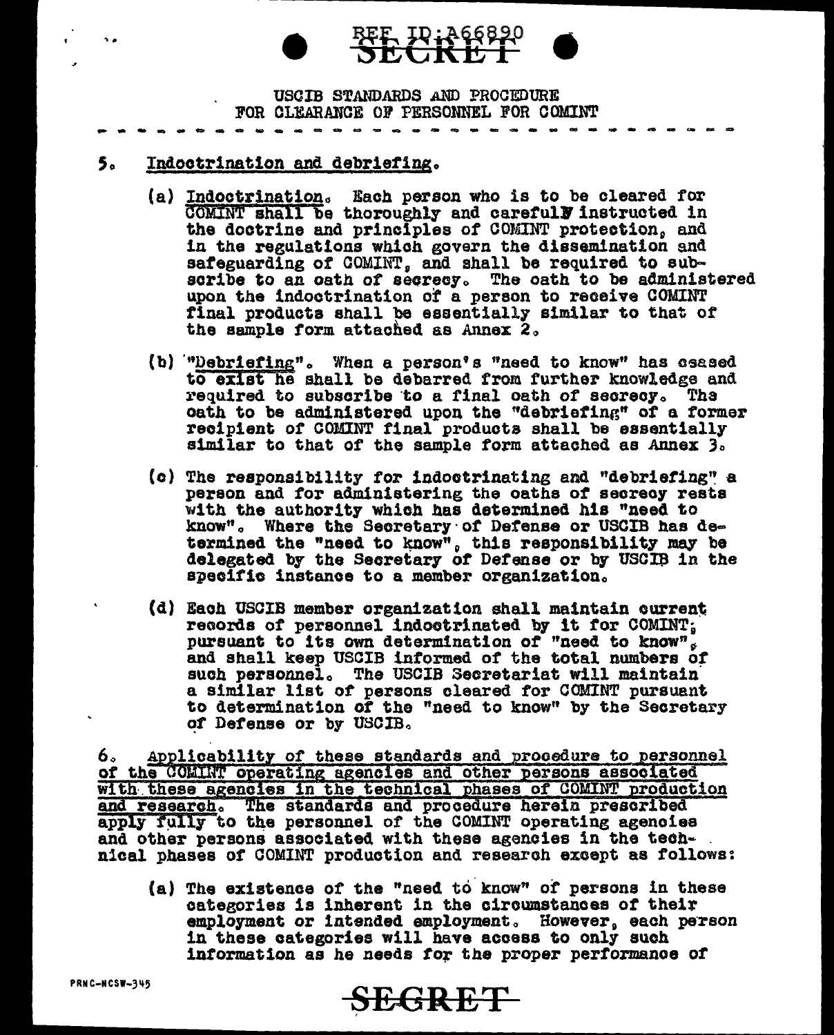USCIB STANDARDS AND PROCEDURE
FOR CLEARANCE OF PERSONNEL FOR COMINT

5. <u>Indoctrination and debriefing.</u>

(a) <u>Indoctrination.</u> Each person who is to be cleared for COMINT shall be thoroughly and carefully instructed in the doctrine and principles of COMINT protection, and in the regulations which govern the dissemination and safeguarding of COMINT, and shall be required to subscribe to an oath of secrecy. The oath to be administered upon the indoctrination of a person to receive COMINT final products shall be essentially similar to that of the sample form attached as Annex 2.

(b) <u>"Debriefing".</u> When a person's "need to know" has ceased to exist he shall be debarred from further knowledge and required to subscribe to a final oath of secrecy. The oath to be administered upon the "debriefing" of a former recipient of COMINT final products shall be essentially similar to that of the sample form attached as Annex 3.

(c) The responsibility for indoctrinating and "debriefing" a person and for administering the oaths of secrecy rests with the authority which has determined his "need to know". Where the Secretary of Defense or USCIB has determined the "need to know", this responsibility may be delegated by the Secretary of Defense or by USCIB in the specific instance to a member organization.

(d) Each USCIB member organization shall maintain current records of personnel indoctrinated by it for COMINT, pursuant to its own determination of "need to know", and shall keep USCIB informed of the total numbers of such personnel. The USCIB Secretariat will maintain a similar list of persons cleared for COMINT pursuant to determination of the "need to know" by the Secretary of Defense or by USCIB.

6. <u>Applicability of these standards and procedure to personnel of the COMINT operating agencies and other persons associated with these agencies in the technical phases of COMINT production and research.</u> The standards and procedure herein prescribed apply fully to the personnel of the COMINT operating agencies and other persons associated with these agencies in the technical phases of COMINT production and research except as follows:

(a) The existence of the "need to know" of persons in these categories is inherent in the circumstances of their employment or intended employment. However, each person in these categories will have access to only such information as he needs for the proper performance of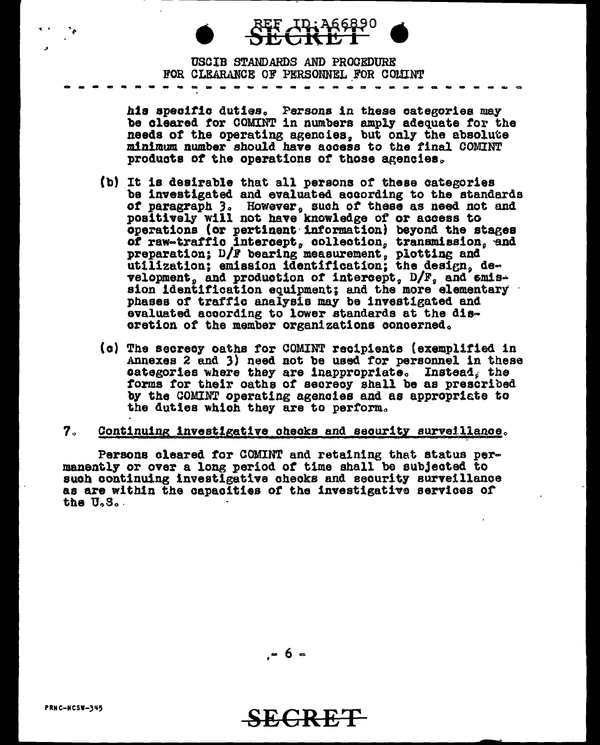his specific duties. Persons in these categories may be cleared for COMINT in numbers amply adequate for the needs of the operating agencies, but only the absolute minimum number should have access to the final COMINT products of the operations of those agencies.

(b) It is desirable that all persons of these categories be investigated and evaluated according to the standards of paragraph 3. However, such of these as need not and positively will not have knowledge of or access to operations (or pertinent information) beyond the stages of raw-traffic intercept, collection, transmission, and preparation; D/F bearing measurement, plotting and utilization; emission identification; the design, development, and production of intercept, D/F, and emission identification equipment; and the more elementary phases of traffic analysis may be investigated and evaluated according to lower standards at the discretion of the member organizations concerned.

(c) The secrecy oaths for COMINT recipients (exemplified in Annexes 2 and 3) need not be used for personnel in these categories where they are inappropriate. Instead, the forms for their oaths of secrecy shall be as prescribed by the COMINT operating agencies and as appropriate to the duties which they are to perform.

7. Continuing investigative checks and security surveillance.

Persons cleared for COMINT and retaining that status permanently or over a long period of time shall be subjected to such continuing investigative checks and security surveillance as are within the capacities of the investigative services of the U.S.